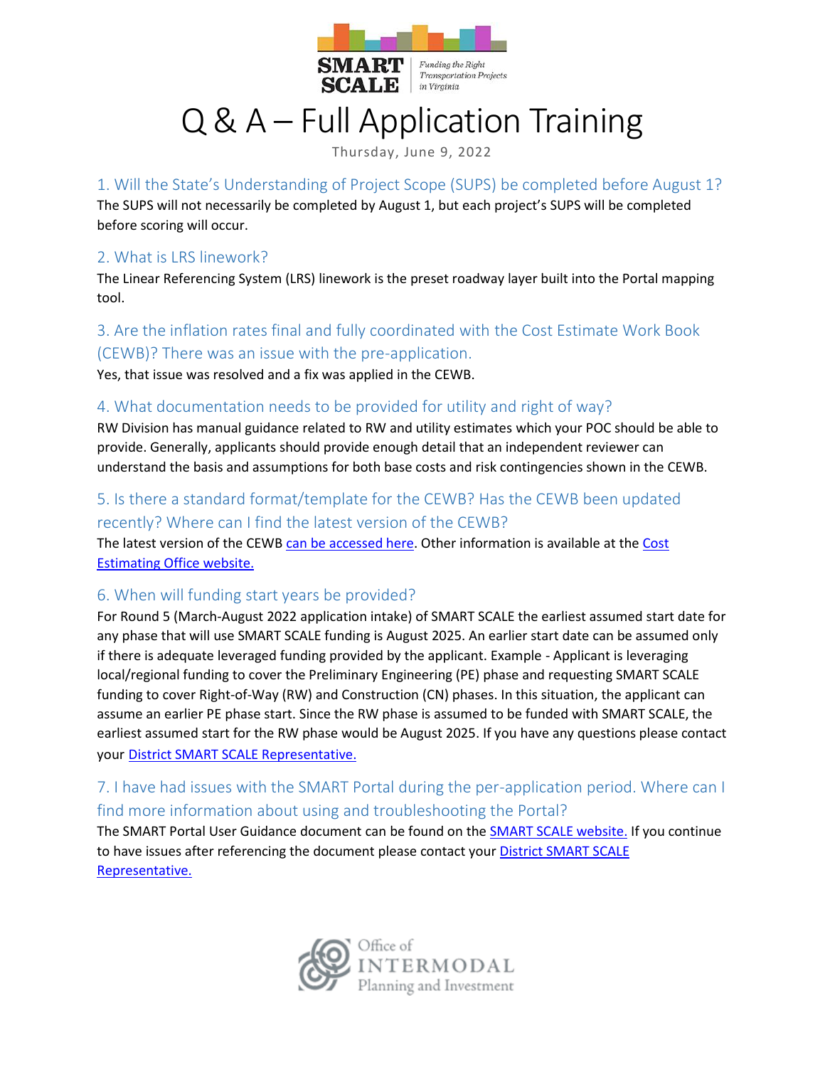SMART SCALE

*Funding the Right Transportation Projects in Virginia*

# Q & A – Full Application Training

Thursday, June 9, 2022

## 1. Will the State's Understanding of Project Scope (SUPS) be completed before August 1?

The SUPS will not necessarily be completed by August 1, but each project's SUPS will be completed before scoring will occur.

## 2. What is LRS linework?

The Linear Referencing System (LRS) linework is the preset roadway layer built into the Portal mapping tool.

## 3. Are the inflation rates final and fully coordinated with the Cost Estimate Work Book (CEWB)? There was an issue with the pre-application.

Yes, that issue was resolved and a fix was applied in the CEWB.

## 4. What documentation needs to be provided for utility and right of way?

RW Division has manual guidance related to RW and utility estimates which your POC should be able to provide. Generally, applicants should provide enough detail that an independent reviewer can understand the basis and assumptions for both base costs and risk contingencies shown in the CEWB.

## 5. Is there a standard format/template for the CEWB? Has the CEWB been updated recently? Where can I find the latest version of the CEWB?

The latest version of the CEWB can be accessed here. Other information is available at the Cost Estimating Office website.

## 6. When will funding start years be provided?

For Round 5 (March-August 2022 application intake) of SMART SCALE the earliest assumed start date for any phase that will use SMART SCALE funding is August 2025. An earlier start date can be assumed only if there is adequate leveraged funding provided by the applicant. Example - Applicant is leveraging local/regional funding to cover the Preliminary Engineering (PE) phase and requesting SMART SCALE funding to cover Right-of-Way (RW) and Construction (CN) phases. In this situation, the applicant can assume an earlier PE phase start. Since the RW phase is assumed to be funded with SMART SCALE, the earliest assumed start for the RW phase would be August 2025. If you have any questions please contact your District SMART SCALE Representative.

## 7. I have had issues with the SMART Portal during the per-application period. Where can I find more information about using and troubleshooting the Portal?

The SMART Portal User Guidance document can be found on the SMART SCALE website. If you continue to have issues after referencing the document please contact your District SMART SCALE Representative.

Office of INTERMODAL Planning and Investment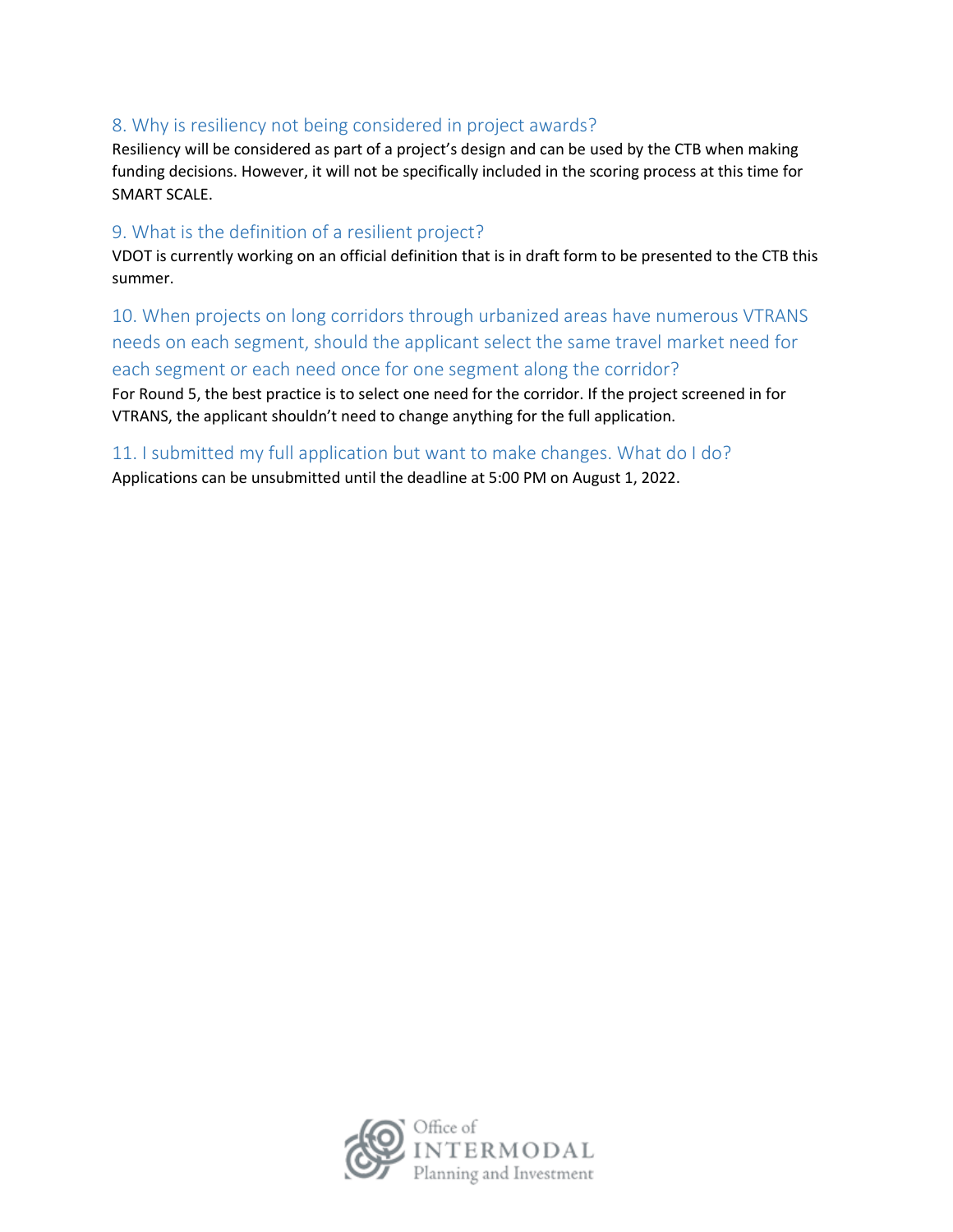### 8. Why is resiliency not being considered in project awards?

Resiliency will be considered as part of a project's design and can be used by the CTB when making funding decisions. However, it will not be specifically included in the scoring process at this time for SMART SCALE.

### 9. What is the definition of a resilient project?

VDOT is currently working on an official definition that is in draft form to be presented to the CTB this summer.

### 10. When projects on long corridors through urbanized areas have numerous VTRANS needs on each segment, should the applicant select the same travel market need for each segment or each need once for one segment along the corridor?

For Round 5, the best practice is to select one need for the corridor. If the project screened in for VTRANS, the applicant shouldn't need to change anything for the full application.

### 11. I submitted my full application but want to make changes. What do I do?

Applications can be unsubmitted until the deadline at 5:00 PM on August 1, 2022.